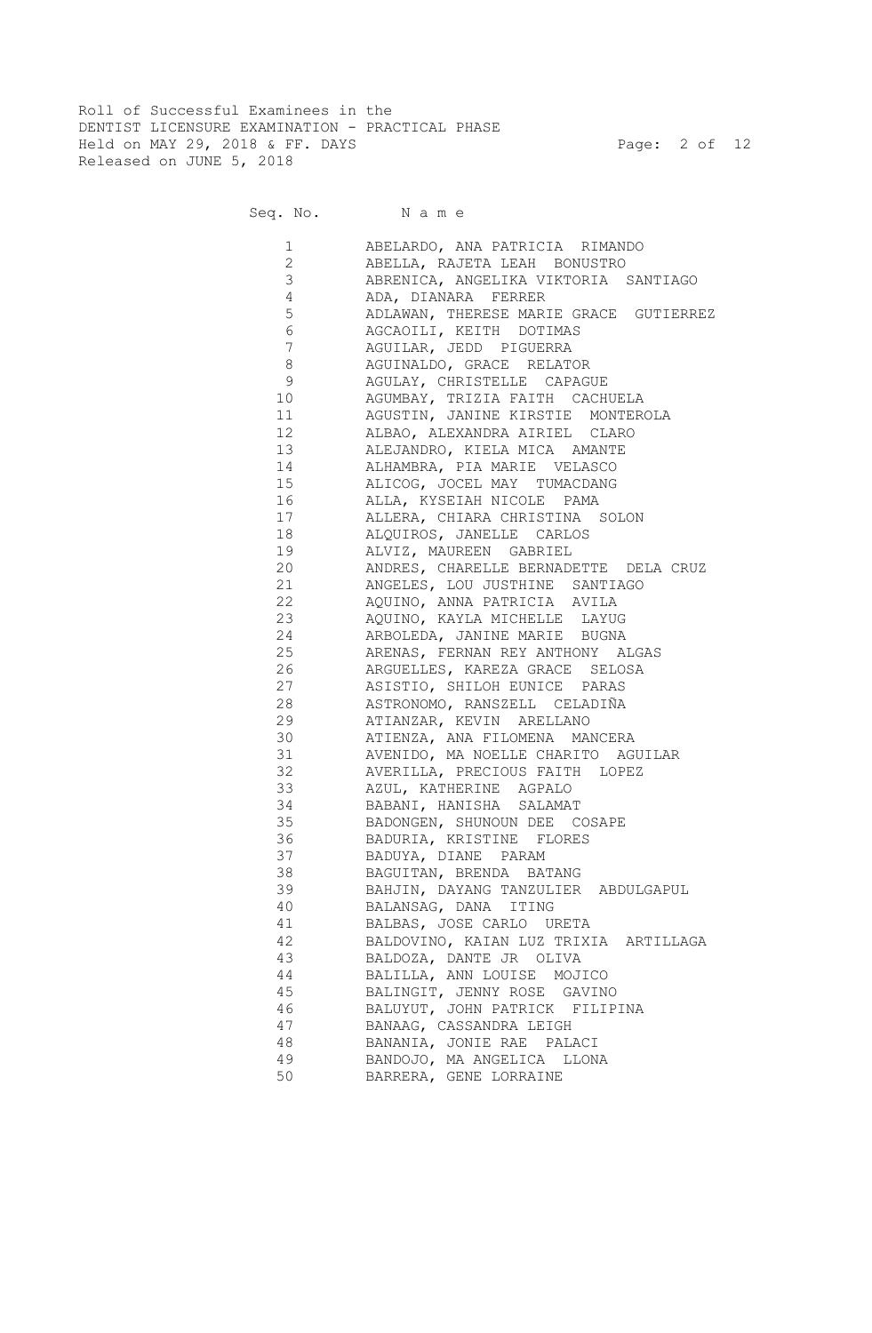Roll of Successful Examinees in the
DENTIST LICENSURE EXAMINATION - PRACTICAL PHASE
Held on MAY 29, 2018 & FF. DAYS
Released on JUNE 5, 2018

| Seq. No. | N a m e |
|---|---|
| 1 | ABELARDO, ANA PATRICIA RIMANDO |
| 2 | ABELLA, RAJETA LEAH BONUSTRO |
| 3 | ABRENICA, ANGELIKA VIKTORIA SANTIAGO |
| 4 | ADA, DIANARA FERRER |
| 5 | ADLAWAN, THERESE MARIE GRACE GUTIERREZ |
| 6 | AGCAOILI, KEITH DOTIMAS |
| 7 | AGUILAR, JEDD PIGUERRA |
| 8 | AGUINALDO, GRACE RELATOR |
| 9 | AGULAY, CHRISTELLE CAPAGUE |
| 10 | AGUMBAY, TRIZIA FAITH CACHUELA |
| 11 | AGUSTIN, JANINE KIRSTIE MONTEROLA |
| 12 | ALBAO, ALEXANDRA AIRIEL CLARO |
| 13 | ALEJANDRO, KIELA MICA AMANTE |
| 14 | ALHAMBRA, PIA MARIE VELASCO |
| 15 | ALICOG, JOCEL MAY TUMACDANG |
| 16 | ALLA, KYSEIAH NICOLE PAMA |
| 17 | ALLERA, CHIARA CHRISTINA SOLON |
| 18 | ALQUIROS, JANELLE CARLOS |
| 19 | ALVIZ, MAUREEN GABRIEL |
| 20 | ANDRES, CHARELLE BERNADETTE DELA CRUZ |
| 21 | ANGELES, LOU JUSTHINE SANTIAGO |
| 22 | AQUINO, ANNA PATRICIA AVILA |
| 23 | AQUINO, KAYLA MICHELLE LAYUG |
| 24 | ARBOLEDA, JANINE MARIE BUGNA |
| 25 | ARENAS, FERNAN REY ANTHONY ALGAS |
| 26 | ARGUELLES, KAREZA GRACE SELOSA |
| 27 | ASISTIO, SHILOH EUNICE PARAS |
| 28 | ASTRONOMO, RANSZELL CELADIÑA |
| 29 | ATIANZAR, KEVIN ARELLANO |
| 30 | ATIENZA, ANA FILOMENA MANCERA |
| 31 | AVENIDO, MA NOELLE CHARITO AGUILAR |
| 32 | AVERILLA, PRECIOUS FAITH LOPEZ |
| 33 | AZUL, KATHERINE AGPALO |
| 34 | BABANI, HANISHA SALAMAT |
| 35 | BADONGEN, SHUNOUN DEE COSAPE |
| 36 | BADURIA, KRISTINE FLORES |
| 37 | BADUYA, DIANE PARAM |
| 38 | BAGUITAN, BRENDA BATANG |
| 39 | BAHJIN, DAYANG TANZULIER ABDULGAPUL |
| 40 | BALANSAG, DANA ITING |
| 41 | BALBAS, JOSE CARLO URETA |
| 42 | BALDOVINO, KAIAN LUZ TRIXIA ARTILLAGA |
| 43 | BALDOZA, DANTE JR OLIVA |
| 44 | BALILLA, ANN LOUISE MOJICO |
| 45 | BALINGIT, JENNY ROSE GAVINO |
| 46 | BALUYUT, JOHN PATRICK FILIPINA |
| 47 | BANAAG, CASSANDRA LEIGH |
| 48 | BANANIA, JONIE RAE PALACI |
| 49 | BANDOJO, MA ANGELICA LLONA |
| 50 | BARRERA, GENE LORRAINE |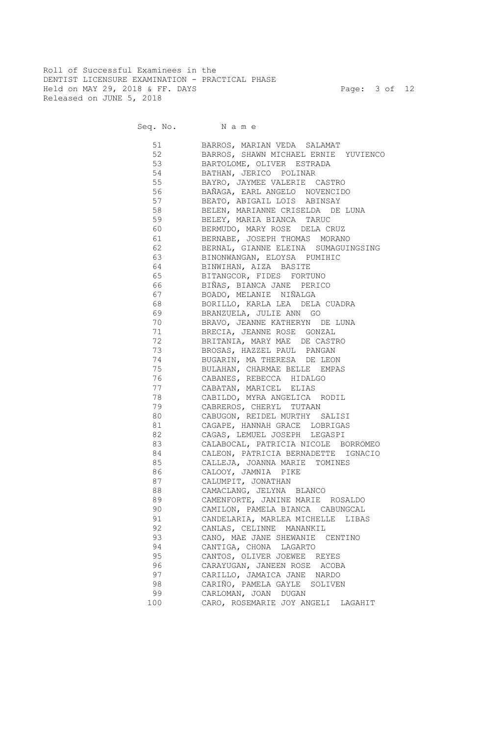Roll of Successful Examinees in the
DENTIST LICENSURE EXAMINATION - PRACTICAL PHASE
Held on MAY 29, 2018 & FF. DAYS
Released on JUNE 5, 2018

| Seq. No. | N a m e |
|---|---|
| 51 | BARROS, MARIAN VEDA SALAMAT |
| 52 | BARROS, SHAWN MICHAEL ERNIE YUVIENCO |
| 53 | BARTOLOME, OLIVER ESTRADA |
| 54 | BATHAN, JERICO POLINAR |
| 55 | BAYRO, JAYMEE VALERIE CASTRO |
| 56 | BAÑAGA, EARL ANGELO NOVENCIDO |
| 57 | BEATO, ABIGAIL LOIS ABINSAY |
| 58 | BELEN, MARIANNE CRISELDA DE LUNA |
| 59 | BELEY, MARIA BIANCA TARUC |
| 60 | BERMUDO, MARY ROSE DELA CRUZ |
| 61 | BERNABE, JOSEPH THOMAS MORANO |
| 62 | BERNAL, GIANNE ELEINA SUMAGUINGSING |
| 63 | BINONWANGAN, ELOYSA PUMIHIC |
| 64 | BINWIHAN, AIZA BASITE |
| 65 | BITANGCOR, FIDES FORTUNO |
| 66 | BIÑAS, BIANCA JANE PERICO |
| 67 | BOADO, MELANIE NIÑALGA |
| 68 | BORILLO, KARLA LEA DELA CUADRA |
| 69 | BRANZUELA, JULIE ANN GO |
| 70 | BRAVO, JEANNE KATHERYN DE LUNA |
| 71 | BRECIA, JEANNE ROSE GONZAL |
| 72 | BRITANIA, MARY MAE DE CASTRO |
| 73 | BROSAS, HAZZEL PAUL PANGAN |
| 74 | BUGARIN, MA THERESA DE LEON |
| 75 | BULAHAN, CHARMAE BELLE EMPAS |
| 76 | CABANES, REBECCA HIDALGO |
| 77 | CABATAN, MARICEL ELIAS |
| 78 | CABILDO, MYRA ANGELICA RODIL |
| 79 | CABREROS, CHERYL TUTAAN |
| 80 | CABUGON, REIDEL MURTHY SALISI |
| 81 | CAGAPE, HANNAH GRACE LOBRIGAS |
| 82 | CAGAS, LEMUEL JOSEPH LEGASPI |
| 83 | CALABOCAL, PATRICIA NICOLE BORROMEO |
| 84 | CALEON, PATRICIA BERNADETTE IGNACIO |
| 85 | CALLEJA, JOANNA MARIE TOMINES |
| 86 | CALOOY, JAMNIA PIKE |
| 87 | CALUMPIT, JONATHAN |
| 88 | CAMACLANG, JELYNA BLANCO |
| 89 | CAMENFORTE, JANINE MARIE ROSALDO |
| 90 | CAMILON, PAMELA BIANCA CABUNGCAL |
| 91 | CANDELARIA, MARLEA MICHELLE LIBAS |
| 92 | CANLAS, CELINNE MANANKIL |
| 93 | CANO, MAE JANE SHEWANIE CENTINO |
| 94 | CANTIGA, CHONA LAGARTO |
| 95 | CANTOS, OLIVER JOEWEE REYES |
| 96 | CARAYUGAN, JANEEN ROSE ACOBA |
| 97 | CARILLO, JAMAICA JANE NARDO |
| 98 | CARIÑO, PAMELA GAYLE SOLIVEN |
| 99 | CARLOMAN, JOAN DUGAN |
| 100 | CARO, ROSEMARIE JOY ANGELI LAGAHIT |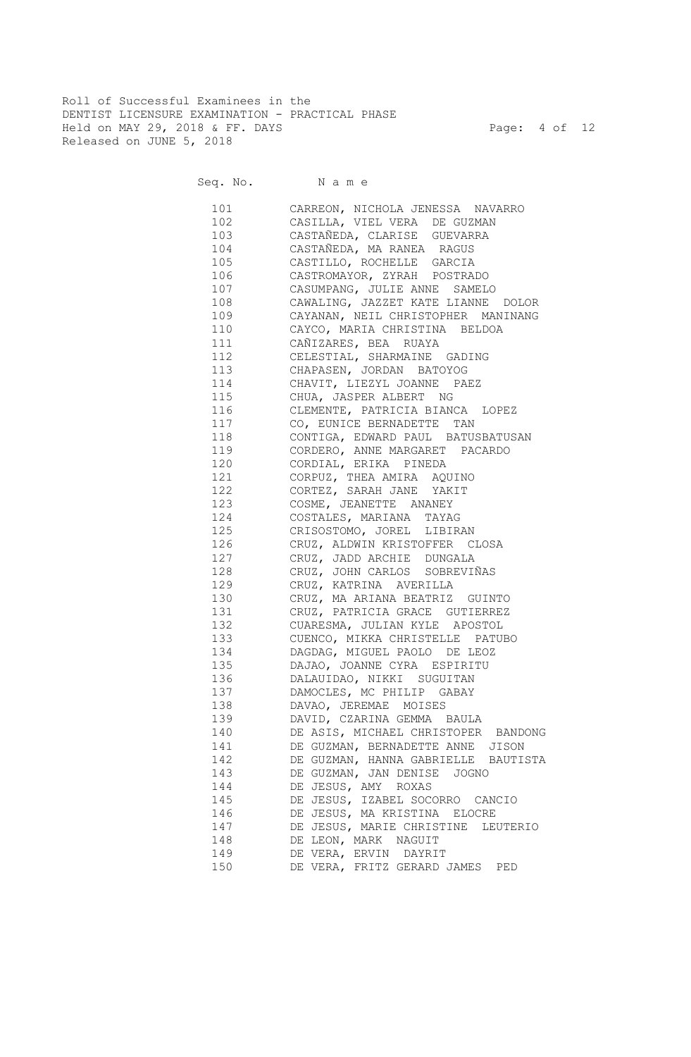Roll of Successful Examinees in the
DENTIST LICENSURE EXAMINATION - PRACTICAL PHASE
Held on MAY 29, 2018 & FF. DAYS
Released on JUNE 5, 2018

| Seq. No. | N a m e |
| --- | --- |
| 101 | CARREON, NICHOLA JENESSA NAVARRO |
| 102 | CASILLA, VIEL VERA DE GUZMAN |
| 103 | CASTAÑEDA, CLARISE GUEVARRA |
| 104 | CASTAÑEDA, MA RANEA RAGUS |
| 105 | CASTILLO, ROCHELLE GARCIA |
| 106 | CASTROMAYOR, ZYRAH POSTRADO |
| 107 | CASUMPANG, JULIE ANNE SAMELO |
| 108 | CAWALING, JAZZET KATE LIANNE DOLOR |
| 109 | CAYANAN, NEIL CHRISTOPHER MANINANG |
| 110 | CAYCO, MARIA CHRISTINA BELDOA |
| 111 | CAÑIZARES, BEA RUAYA |
| 112 | CELESTIAL, SHARMAINE GADING |
| 113 | CHAPASEN, JORDAN BATOYOG |
| 114 | CHAVIT, LIEZYL JOANNE PAEZ |
| 115 | CHUA, JASPER ALBERT NG |
| 116 | CLEMENTE, PATRICIA BIANCA LOPEZ |
| 117 | CO, EUNICE BERNADETTE TAN |
| 118 | CONTIGA, EDWARD PAUL BATUSBATUSAN |
| 119 | CORDERO, ANNE MARGARET PACARDO |
| 120 | CORDIAL, ERIKA PINEDA |
| 121 | CORPUZ, THEA AMIRA AQUINO |
| 122 | CORTEZ, SARAH JANE YAKIT |
| 123 | COSME, JEANETTE ANANEY |
| 124 | COSTALES, MARIANA TAYAG |
| 125 | CRISOSTOMO, JOREL LIBIRAN |
| 126 | CRUZ, ALDWIN KRISTOFFER CLOSA |
| 127 | CRUZ, JADD ARCHIE DUNGALA |
| 128 | CRUZ, JOHN CARLOS SOBREVIÑAS |
| 129 | CRUZ, KATRINA AVERILLA |
| 130 | CRUZ, MA ARIANA BEATRIZ GUINTO |
| 131 | CRUZ, PATRICIA GRACE GUTIERREZ |
| 132 | CUARESMA, JULIAN KYLE APOSTOL |
| 133 | CUENCO, MIKKA CHRISTELLE PATUBO |
| 134 | DAGDAG, MIGUEL PAOLO DE LEOZ |
| 135 | DAJAO, JOANNE CYRA ESPIRITU |
| 136 | DALAUIDAO, NIKKI SUGUITAN |
| 137 | DAMOCLES, MC PHILIP GABAY |
| 138 | DAVAO, JEREMAE MOISES |
| 139 | DAVID, CZARINA GEMMA BAULA |
| 140 | DE ASIS, MICHAEL CHRISTOPER BANDONG |
| 141 | DE GUZMAN, BERNADETTE ANNE JISON |
| 142 | DE GUZMAN, HANNA GABRIELLE BAUTISTA |
| 143 | DE GUZMAN, JAN DENISE JOGNO |
| 144 | DE JESUS, AMY ROXAS |
| 145 | DE JESUS, IZABEL SOCORRO CANCIO |
| 146 | DE JESUS, MA KRISTINA ELOCRE |
| 147 | DE JESUS, MARIE CHRISTINE LEUTERIO |
| 148 | DE LEON, MARK NAGUIT |
| 149 | DE VERA, ERVIN DAYRIT |
| 150 | DE VERA, FRITZ GERARD JAMES PED |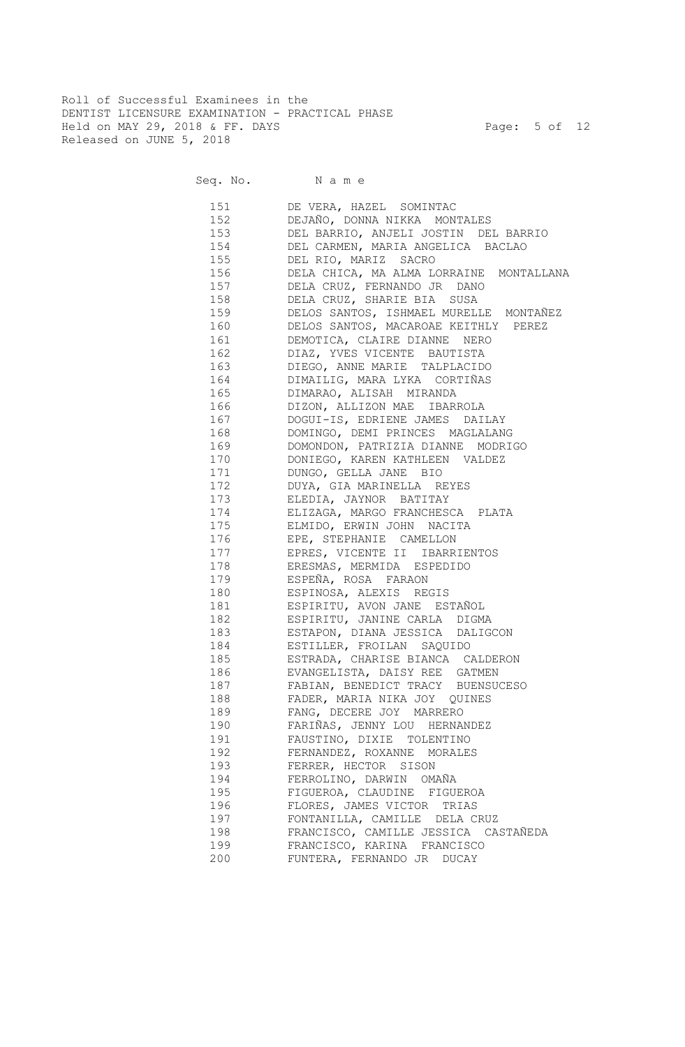Roll of Successful Examinees in the
DENTIST LICENSURE EXAMINATION - PRACTICAL PHASE
Held on MAY 29, 2018 & FF. DAYS
Released on JUNE 5, 2018

| Seq. No. | N a m e |
|---|---|
| 151 | DE VERA, HAZEL SOMINTAC |
| 152 | DEJAÑO, DONNA NIKKA MONTALES |
| 153 | DEL BARRIO, ANJELI JOSTIN DEL BARRIO |
| 154 | DEL CARMEN, MARIA ANGELICA BACLAO |
| 155 | DEL RIO, MARIZ SACRO |
| 156 | DELA CHICA, MA ALMA LORRAINE MONTALLANA |
| 157 | DELA CRUZ, FERNANDO JR DANO |
| 158 | DELA CRUZ, SHARIE BIA SUSA |
| 159 | DELOS SANTOS, ISHMAEL MURELLE MONTAÑEZ |
| 160 | DELOS SANTOS, MACAROAE KEITHLY PEREZ |
| 161 | DEMOTICA, CLAIRE DIANNE NERO |
| 162 | DIAZ, YVES VICENTE BAUTISTA |
| 163 | DIEGO, ANNE MARIE TALPLACIDO |
| 164 | DIMAILIG, MARA LYKA CORTIÑAS |
| 165 | DIMARAO, ALISAH MIRANDA |
| 166 | DIZON, ALLIZON MAE IBARROLA |
| 167 | DOGUI-IS, EDRIENE JAMES DAILAY |
| 168 | DOMINGO, DEMI PRINCES MAGLALANG |
| 169 | DOMONDON, PATRIZIA DIANNE MODRIGO |
| 170 | DONIEGO, KAREN KATHLEEN VALDEZ |
| 171 | DUNGO, GELLA JANE BIO |
| 172 | DUYA, GIA MARINELLA REYES |
| 173 | ELEDIA, JAYNOR BATITAY |
| 174 | ELIZAGA, MARGO FRANCHESCA PLATA |
| 175 | ELMIDO, ERWIN JOHN NACITA |
| 176 | EPE, STEPHANIE CAMELLON |
| 177 | EPRES, VICENTE II IBARRIENTOS |
| 178 | ERESMAS, MERMIDA ESPEDIDO |
| 179 | ESPEÑA, ROSA FARAON |
| 180 | ESPINOSA, ALEXIS REGIS |
| 181 | ESPIRITU, AVON JANE ESTAÑOL |
| 182 | ESPIRITU, JANINE CARLA DIGMA |
| 183 | ESTAPON, DIANA JESSICA DALIGCON |
| 184 | ESTILLER, FROILAN SAQUIDO |
| 185 | ESTRADA, CHARISE BIANCA CALDERON |
| 186 | EVANGELISTA, DAISY REE GATMEN |
| 187 | FABIAN, BENEDICT TRACY BUENSUCESO |
| 188 | FADER, MARIA NIKA JOY QUINES |
| 189 | FANG, DECERE JOY MARRERO |
| 190 | FARIÑAS, JENNY LOU HERNANDEZ |
| 191 | FAUSTINO, DIXIE TOLENTINO |
| 192 | FERNANDEZ, ROXANNE MORALES |
| 193 | FERRER, HECTOR SISON |
| 194 | FERROLINO, DARWIN OMAÑA |
| 195 | FIGUEROA, CLAUDINE FIGUEROA |
| 196 | FLORES, JAMES VICTOR TRIAS |
| 197 | FONTANILLA, CAMILLE DELA CRUZ |
| 198 | FRANCISCO, CAMILLE JESSICA CASTAÑEDA |
| 199 | FRANCISCO, KARINA FRANCISCO |
| 200 | FUNTERA, FERNANDO JR DUCAY |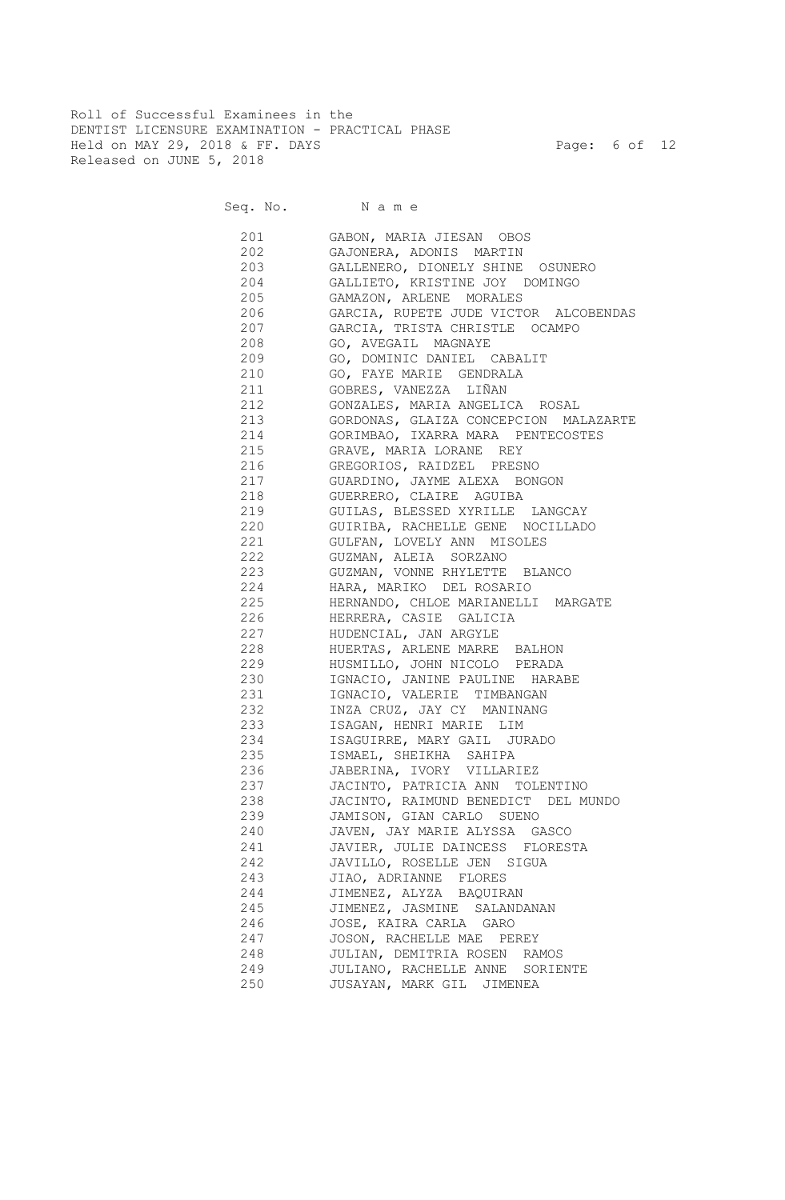Roll of Successful Examinees in the
DENTIST LICENSURE EXAMINATION - PRACTICAL PHASE
Held on MAY 29, 2018 & FF. DAYS
Released on JUNE 5, 2018

| Seq. No. | Name |
|---|---|
| 201 | GABON, MARIA JIESAN OBOS |
| 202 | GAJONERA, ADONIS MARTIN |
| 203 | GALLENERO, DIONELY SHINE OSUNERO |
| 204 | GALLIETO, KRISTINE JOY DOMINGO |
| 205 | GAMAZON, ARLENE MORALES |
| 206 | GARCIA, RUPETE JUDE VICTOR ALCOBENDAS |
| 207 | GARCIA, TRISTA CHRISTLE OCAMPO |
| 208 | GO, AVEGAIL MAGNAYE |
| 209 | GO, DOMINIC DANIEL CABALIT |
| 210 | GO, FAYE MARIE GENDRALA |
| 211 | GOBRES, VANEZZA LIÑAN |
| 212 | GONZALES, MARIA ANGELICA ROSAL |
| 213 | GORDONAS, GLAIZA CONCEPCION MALAZARTE |
| 214 | GORIMBAO, IXARRA MARA PENTECOSTES |
| 215 | GRAVE, MARIA LORANE REY |
| 216 | GREGORIOS, RAIDZEL PRESNO |
| 217 | GUARDINO, JAYME ALEXA BONGON |
| 218 | GUERRERO, CLAIRE AGUIBA |
| 219 | GUILAS, BLESSED XYRILLE LANGCAY |
| 220 | GUIRIBA, RACHELLE GENE NOCILLADO |
| 221 | GULFAN, LOVELY ANN MISOLES |
| 222 | GUZMAN, ALEIA SORZANO |
| 223 | GUZMAN, VONNE RHYLETTE BLANCO |
| 224 | HARA, MARIKO DEL ROSARIO |
| 225 | HERNANDO, CHLOE MARIANELLI MARGATE |
| 226 | HERRERA, CASIE GALICIA |
| 227 | HUDENCIAL, JAN ARGYLE |
| 228 | HUERTAS, ARLENE MARRE BALHON |
| 229 | HUSMILLO, JOHN NICOLO PERADA |
| 230 | IGNACIO, JANINE PAULINE HARABE |
| 231 | IGNACIO, VALERIE TIMBANGAN |
| 232 | INZA CRUZ, JAY CY MANINANG |
| 233 | ISAGAN, HENRI MARIE LIM |
| 234 | ISAGUIRRE, MARY GAIL JURADO |
| 235 | ISMAEL, SHEIKHA SAHIPA |
| 236 | JABERINA, IVORY VILLARIEZ |
| 237 | JACINTO, PATRICIA ANN TOLENTINO |
| 238 | JACINTO, RAIMUND BENEDICT DEL MUNDO |
| 239 | JAMISON, GIAN CARLO SUENO |
| 240 | JAVEN, JAY MARIE ALYSSA GASCO |
| 241 | JAVIER, JULIE DAINCESS FLORESTA |
| 242 | JAVILLO, ROSELLE JEN SIGUA |
| 243 | JIAO, ADRIANNE FLORES |
| 244 | JIMENEZ, ALYZA BAQUIRAN |
| 245 | JIMENEZ, JASMINE SALANDANAN |
| 246 | JOSE, KAIRA CARLA GARO |
| 247 | JOSON, RACHELLE MAE PEREY |
| 248 | JULIAN, DEMITRIA ROSEN RAMOS |
| 249 | JULIANO, RACHELLE ANNE SORIENTE |
| 250 | JUSAYAN, MARK GIL JIMENEA |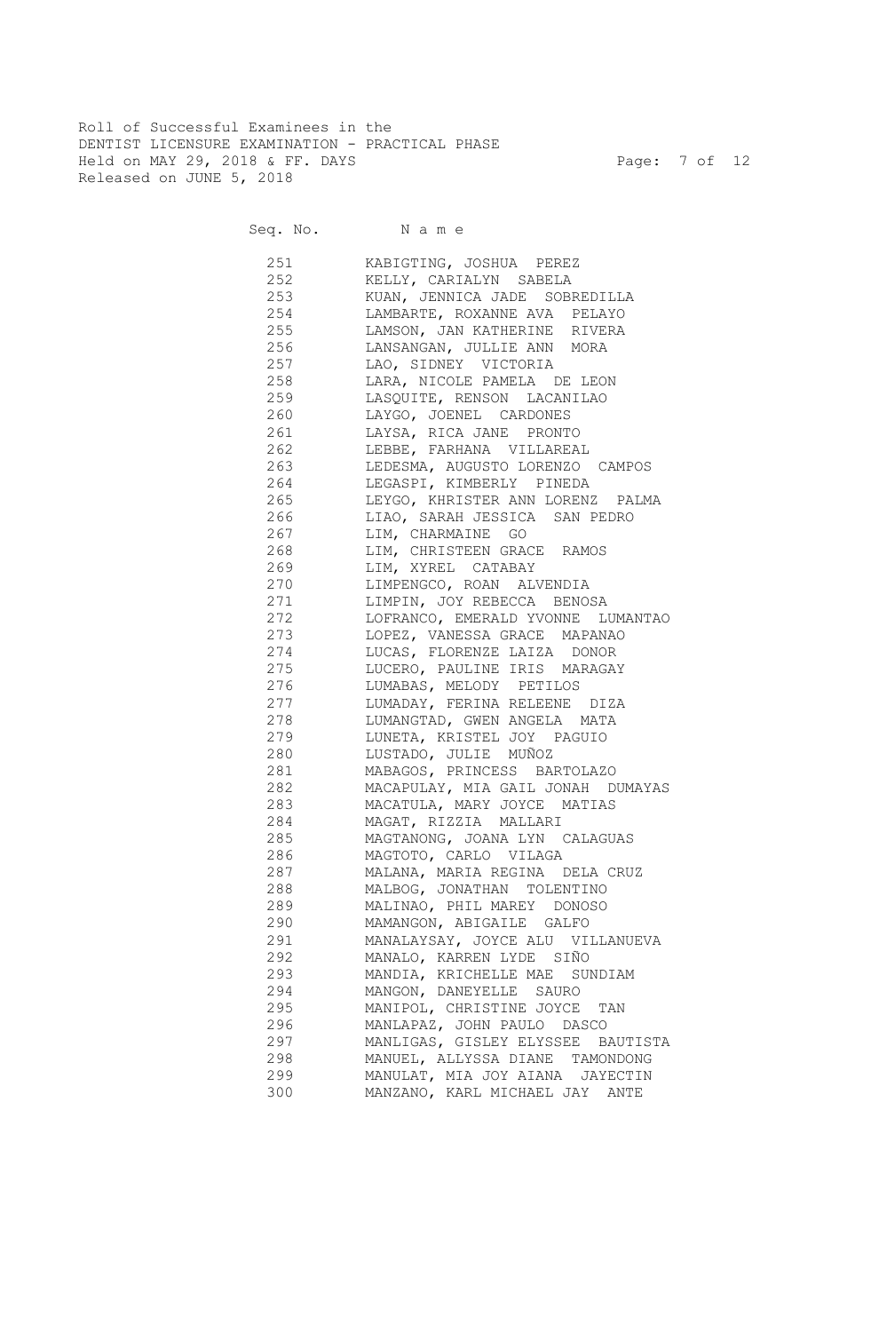Roll of Successful Examinees in the
DENTIST LICENSURE EXAMINATION - PRACTICAL PHASE
Held on MAY 29, 2018 & FF. DAYS
Released on JUNE 5, 2018

| Seq. No. | N a m e |
|---|---|
| 251 | KABIGTING, JOSHUA PEREZ |
| 252 | KELLY, CARIALYN SABELA |
| 253 | KUAN, JENNICA JADE SOBREDILLA |
| 254 | LAMBARTE, ROXANNE AVA PELAYO |
| 255 | LAMSON, JAN KATHERINE RIVERA |
| 256 | LANSANGAN, JULLIE ANN MORA |
| 257 | LAO, SIDNEY VICTORIA |
| 258 | LARA, NICOLE PAMELA DE LEON |
| 259 | LASQUITE, RENSON LACANILAO |
| 260 | LAYGO, JOENEL CARDONES |
| 261 | LAYSA, RICA JANE PRONTO |
| 262 | LEBBE, FARHANA VILLAREAL |
| 263 | LEDESMA, AUGUSTO LORENZO CAMPOS |
| 264 | LEGASPI, KIMBERLY PINEDA |
| 265 | LEYGO, KHRISTER ANN LORENZ PALMA |
| 266 | LIAO, SARAH JESSICA SAN PEDRO |
| 267 | LIM, CHARMAINE GO |
| 268 | LIM, CHRISTEEN GRACE RAMOS |
| 269 | LIM, XYREL CATABAY |
| 270 | LIMPENGCO, ROAN ALVENDIA |
| 271 | LIMPIN, JOY REBECCA BENOSA |
| 272 | LOFRANCO, EMERALD YVONNE LUMANTAO |
| 273 | LOPEZ, VANESSA GRACE MAPANAO |
| 274 | LUCAS, FLORENZE LAIZA DONOR |
| 275 | LUCERO, PAULINE IRIS MARAGAY |
| 276 | LUMABAS, MELODY PETILOS |
| 277 | LUMADAY, FERINA RELEENE DIZA |
| 278 | LUMANGTAD, GWEN ANGELA MATA |
| 279 | LUNETA, KRISTEL JOY PAGUIO |
| 280 | LUSTADO, JULIE MUÑOZ |
| 281 | MABAGOS, PRINCESS BARTOLAZO |
| 282 | MACAPULAY, MIA GAIL JONAH DUMAYAS |
| 283 | MACATULA, MARY JOYCE MATIAS |
| 284 | MAGAT, RIZZIA MALLARI |
| 285 | MAGTANONG, JOANA LYN CALAGUAS |
| 286 | MAGTOTO, CARLO VILAGA |
| 287 | MALANA, MARIA REGINA DELA CRUZ |
| 288 | MALBOG, JONATHAN TOLENTINO |
| 289 | MALINAO, PHIL MAREY DONOSO |
| 290 | MAMANGON, ABIGAILE GALFO |
| 291 | MANALAYSAY, JOYCE ALU VILLANUEVA |
| 292 | MANALO, KARREN LYDE SIÑO |
| 293 | MANDIA, KRICHELLE MAE SUNDIAM |
| 294 | MANGON, DANEYELLE SAURO |
| 295 | MANIPOL, CHRISTINE JOYCE TAN |
| 296 | MANLAPAZ, JOHN PAULO DASCO |
| 297 | MANLIGAS, GISLEY ELYSSEE BAUTISTA |
| 298 | MANUEL, ALLYSSA DIANE TAMONDONG |
| 299 | MANULAT, MIA JOY AIANA JAYECTIN |
| 300 | MANZANO, KARL MICHAEL JAY ANTE |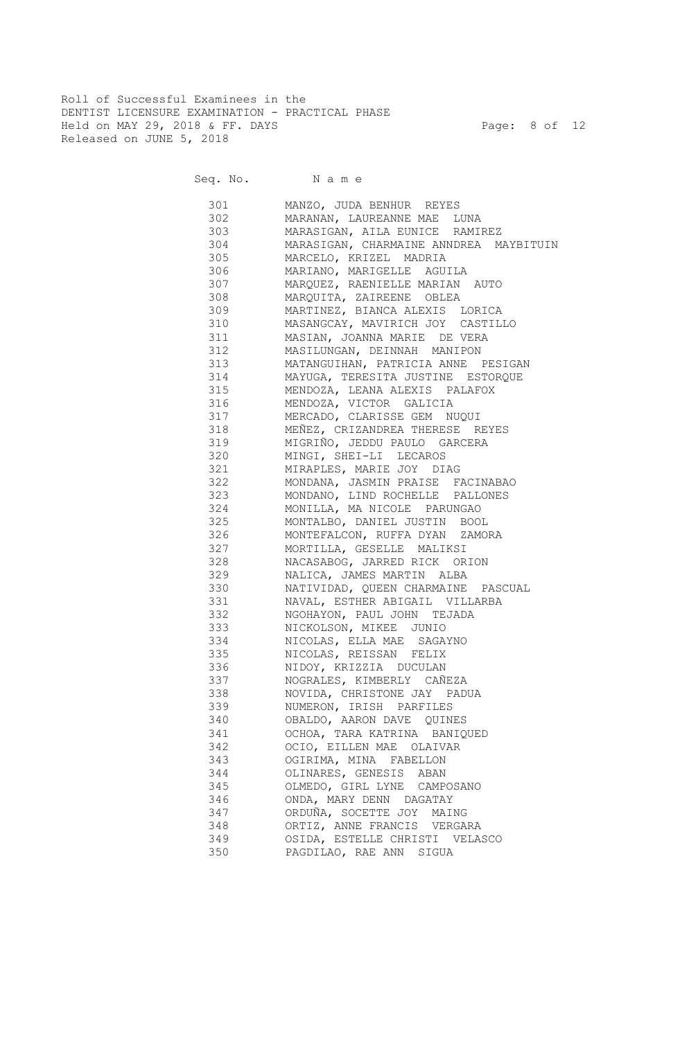Roll of Successful Examinees in the
DENTIST LICENSURE EXAMINATION - PRACTICAL PHASE
Held on MAY 29, 2018 & FF. DAYS
Released on JUNE 5, 2018

| Seq. No. | N a m e |
|---|---|
| 301 | MANZO, JUDA BENHUR REYES |
| 302 | MARANAN, LAUREANNE MAE LUNA |
| 303 | MARASIGAN, AILA EUNICE RAMIREZ |
| 304 | MARASIGAN, CHARMAINE ANNDREA MAYBITUIN |
| 305 | MARCELO, KRIZEL MADRIA |
| 306 | MARIANO, MARIGELLE AGUILA |
| 307 | MARQUEZ, RAENIELLE MARIAN AUTO |
| 308 | MARQUITA, ZAIREENE OBLEA |
| 309 | MARTINEZ, BIANCA ALEXIS LORICA |
| 310 | MASANGCAY, MAVIRICH JOY CASTILLO |
| 311 | MASIAN, JOANNA MARIE DE VERA |
| 312 | MASILUNGAN, DEINNAH MANIPON |
| 313 | MATANGUIHAN, PATRICIA ANNE PESIGAN |
| 314 | MAYUGA, TERESITA JUSTINE ESTORQUE |
| 315 | MENDOZA, LEANA ALEXIS PALAFOX |
| 316 | MENDOZA, VICTOR GALICIA |
| 317 | MERCADO, CLARISSE GEM NUQUI |
| 318 | MEÑEZ, CRIZANDREA THERESE REYES |
| 319 | MIGRIÑO, JEDDU PAULO GARCERA |
| 320 | MINGI, SHEI-LI LECAROS |
| 321 | MIRAPLES, MARIE JOY DIAG |
| 322 | MONDANA, JASMIN PRAISE FACINABAO |
| 323 | MONDANO, LIND ROCHELLE PALLONES |
| 324 | MONILLA, MA NICOLE PARUNGAO |
| 325 | MONTALBO, DANIEL JUSTIN BOOL |
| 326 | MONTEFALCON, RUFFA DYAN ZAMORA |
| 327 | MORTILLA, GESELLE MALIKSI |
| 328 | NACASABOG, JARRED RICK ORION |
| 329 | NALICA, JAMES MARTIN ALBA |
| 330 | NATIVIDAD, QUEEN CHARMAINE PASCUAL |
| 331 | NAVAL, ESTHER ABIGAIL VILLARBA |
| 332 | NGOHAYON, PAUL JOHN TEJADA |
| 333 | NICKOLSON, MIKEE JUNIO |
| 334 | NICOLAS, ELLA MAE SAGAYNO |
| 335 | NICOLAS, REISSAN FELIX |
| 336 | NIDOY, KRIZZIA DUCULAN |
| 337 | NOGRALES, KIMBERLY CAÑEZA |
| 338 | NOVIDA, CHRISTONE JAY PADUA |
| 339 | NUMERON, IRISH PARFILES |
| 340 | OBALDO, AARON DAVE QUINES |
| 341 | OCHOA, TARA KATRINA BANIQUED |
| 342 | OCIO, EILLEN MAE OLAIVAR |
| 343 | OGIRIMA, MINA FABELLON |
| 344 | OLINARES, GENESIS ABAN |
| 345 | OLMEDO, GIRL LYNE CAMPOSANO |
| 346 | ONDA, MARY DENN DAGATAY |
| 347 | ORDUÑA, SOCETTE JOY MAING |
| 348 | ORTIZ, ANNE FRANCIS VERGARA |
| 349 | OSIDA, ESTELLE CHRISTI VELASCO |
| 350 | PAGDILAO, RAE ANN SIGUA |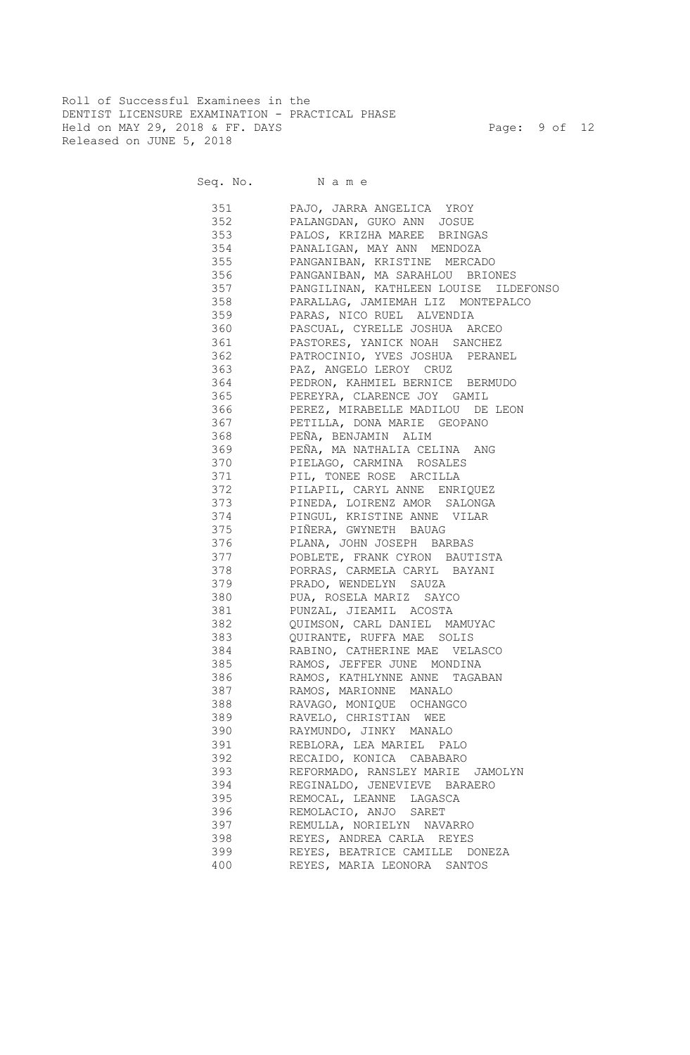Roll of Successful Examinees in the
DENTIST LICENSURE EXAMINATION - PRACTICAL PHASE
Held on MAY 29, 2018 & FF. DAYS
Released on JUNE 5, 2018

| Seq. No. | Name |
|---|---|
| 351 | PAJO, JARRA ANGELICA YROY |
| 352 | PALANGDAN, GUKO ANN JOSUE |
| 353 | PALOS, KRIZHA MAREE BRINGAS |
| 354 | PANALIGAN, MAY ANN MENDOZA |
| 355 | PANGANIBAN, KRISTINE MERCADO |
| 356 | PANGANIBAN, MA SARAHLOU BRIONES |
| 357 | PANGILINAN, KATHLEEN LOUISE ILDEFONSO |
| 358 | PARALLAG, JAMIEMAH LIZ MONTEPALCO |
| 359 | PARAS, NICO RUEL ALVENDIA |
| 360 | PASCUAL, CYRELLE JOSHUA ARCEO |
| 361 | PASTORES, YANICK NOAH SANCHEZ |
| 362 | PATROCINIO, YVES JOSHUA PERANEL |
| 363 | PAZ, ANGELO LEROY CRUZ |
| 364 | PEDRON, KAHMIEL BERNICE BERMUDO |
| 365 | PEREYRA, CLARENCE JOY GAMIL |
| 366 | PEREZ, MIRABELLE MADILOU DE LEON |
| 367 | PETILLA, DONA MARIE GEOPANO |
| 368 | PEÑA, BENJAMIN ALIM |
| 369 | PEÑA, MA NATHALIA CELINA ANG |
| 370 | PIELAGO, CARMINA ROSALES |
| 371 | PIL, TONEE ROSE ARCILLA |
| 372 | PILAPIL, CARYL ANNE ENRIQUEZ |
| 373 | PINEDA, LOIRENZ AMOR SALONGA |
| 374 | PINGUL, KRISTINE ANNE VILAR |
| 375 | PIÑERA, GWYNETH BAUAG |
| 376 | PLANA, JOHN JOSEPH BARBAS |
| 377 | POBLETE, FRANK CYRON BAUTISTA |
| 378 | PORRAS, CARMELA CARYL BAYANI |
| 379 | PRADO, WENDELYN SAUZA |
| 380 | PUA, ROSELA MARIZ SAYCO |
| 381 | PUNZAL, JIEAMIL ACOSTA |
| 382 | QUIMSON, CARL DANIEL MAMUYAC |
| 383 | QUIRANTE, RUFFA MAE SOLIS |
| 384 | RABINO, CATHERINE MAE VELASCO |
| 385 | RAMOS, JEFFER JUNE MONDINA |
| 386 | RAMOS, KATHLYNNE ANNE TAGABAN |
| 387 | RAMOS, MARIONNE MANALO |
| 388 | RAVAGO, MONIQUE OCHANGCO |
| 389 | RAVELO, CHRISTIAN WEE |
| 390 | RAYMUNDO, JINKY MANALO |
| 391 | REBLORA, LEA MARIEL PALO |
| 392 | RECAIDO, KONICA CABABARO |
| 393 | REFORMADO, RANSLEY MARIE JAMOLYN |
| 394 | REGINALDO, JENEVIEVE BARAERO |
| 395 | REMOCAL, LEANNE LAGASCA |
| 396 | REMOLACIO, ANJO SARET |
| 397 | REMULLA, NORIELYN NAVARRO |
| 398 | REYES, ANDREA CARLA REYES |
| 399 | REYES, BEATRICE CAMILLE DONEZA |
| 400 | REYES, MARIA LEONORA SANTOS |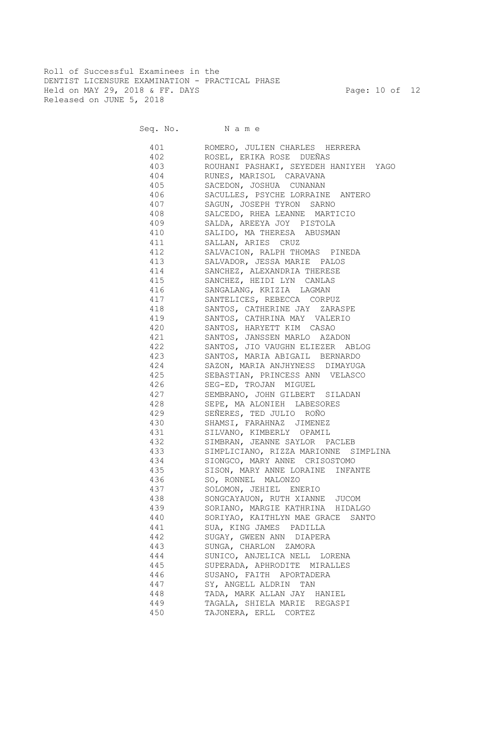Roll of Successful Examinees in the
DENTIST LICENSURE EXAMINATION - PRACTICAL PHASE
Held on MAY 29, 2018 & FF. DAYS
Released on JUNE 5, 2018

| Seq. No. | N a m e |
|---|---|
| 401 | ROMERO, JULIEN CHARLES HERRERA |
| 402 | ROSEL, ERIKA ROSE DUEÑAS |
| 403 | ROUHANI PASHAKI, SEYEDEH HANIYEH YAGO |
| 404 | RUNES, MARISOL CARAVANA |
| 405 | SACEDON, JOSHUA CUNANAN |
| 406 | SACULLES, PSYCHE LORRAINE ANTERO |
| 407 | SAGUN, JOSEPH TYRON SARNO |
| 408 | SALCEDO, RHEA LEANNE MARTICIO |
| 409 | SALDA, AREEYA JOY PISTOLA |
| 410 | SALIDO, MA THERESA ABUSMAN |
| 411 | SALLAN, ARIES CRUZ |
| 412 | SALVACION, RALPH THOMAS PINEDA |
| 413 | SALVADOR, JESSA MARIE PALOS |
| 414 | SANCHEZ, ALEXANDRIA THERESE |
| 415 | SANCHEZ, HEIDI LYN CANLAS |
| 416 | SANGALANG, KRIZIA LAGMAN |
| 417 | SANTELICES, REBECCA CORPUZ |
| 418 | SANTOS, CATHERINE JAY ZARASPE |
| 419 | SANTOS, CATHRINA MAY VALERIO |
| 420 | SANTOS, HARYETT KIM CASAO |
| 421 | SANTOS, JANSSEN MARLO AZADON |
| 422 | SANTOS, JIO VAUGHN ELIEZER ABLOG |
| 423 | SANTOS, MARIA ABIGAIL BERNARDO |
| 424 | SAZON, MARIA ANJHYNESS DIMAYUGA |
| 425 | SEBASTIAN, PRINCESS ANN VELASCO |
| 426 | SEG-ED, TROJAN MIGUEL |
| 427 | SEMBRANO, JOHN GILBERT SILADAN |
| 428 | SEPE, MA ALONIEH LABESORES |
| 429 | SEÑERES, TED JULIO ROÑO |
| 430 | SHAMSI, FARAHNAZ JIMENEZ |
| 431 | SILVANO, KIMBERLY OPAMIL |
| 432 | SIMBRAN, JEANNE SAYLOR PACLEB |
| 433 | SIMPLICIANO, RIZZA MARIONNE SIMPLINA |
| 434 | SIONGCO, MARY ANNE CRISOSTOMO |
| 435 | SISON, MARY ANNE LORAINE INFANTE |
| 436 | SO, RONNEL MALONZO |
| 437 | SOLOMON, JEHIEL ENERIO |
| 438 | SONGCAYAUON, RUTH XIANNE JUCOM |
| 439 | SORIANO, MARGIE KATHRINA HIDALGO |
| 440 | SORIYAO, KAITHLYN MAE GRACE SANTO |
| 441 | SUA, KING JAMES PADILLA |
| 442 | SUGAY, GWEEN ANN DIAPERA |
| 443 | SUNGA, CHARLON ZAMORA |
| 444 | SUNICO, ANJELICA NELL LORENA |
| 445 | SUPERADA, APHRODITE MIRALLES |
| 446 | SUSANO, FAITH APORTADERA |
| 447 | SY, ANGELL ALDRIN TAN |
| 448 | TADA, MARK ALLAN JAY HANIEL |
| 449 | TAGALA, SHIELA MARIE REGASPI |
| 450 | TAJONERA, ERLL CORTEZ |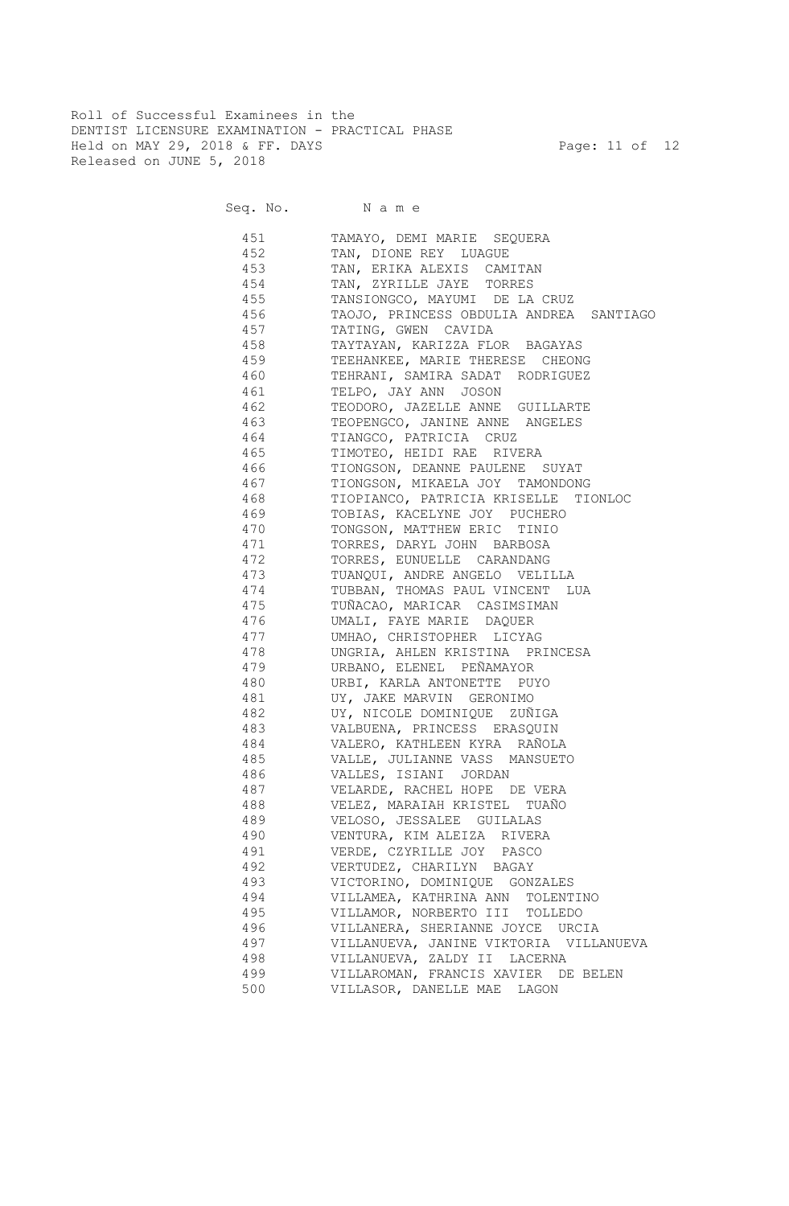Roll of Successful Examinees in the
DENTIST LICENSURE EXAMINATION - PRACTICAL PHASE
Held on MAY 29, 2018 & FF. DAYS
Released on JUNE 5, 2018

| Seq. No. | Name |
|---|---|
| 451 | TAMAYO, DEMI MARIE SEQUERA |
| 452 | TAN, DIONE REY LUAGUE |
| 453 | TAN, ERIKA ALEXIS CAMITAN |
| 454 | TAN, ZYRILLE JAYE TORRES |
| 455 | TANSIONGCO, MAYUMI DE LA CRUZ |
| 456 | TAOJO, PRINCESS OBDULIA ANDREA SANTIAGO |
| 457 | TATING, GWEN CAVIDA |
| 458 | TAYTAYAN, KARIZZA FLOR BAGAYAS |
| 459 | TEEHANKEE, MARIE THERESE CHEONG |
| 460 | TEHRANI, SAMIRA SADAT RODRIGUEZ |
| 461 | TELPO, JAY ANN JOSON |
| 462 | TEODORO, JAZELLE ANNE GUILLARTE |
| 463 | TEOPENGCO, JANINE ANNE ANGELES |
| 464 | TIANGCO, PATRICIA CRUZ |
| 465 | TIMOTEO, HEIDI RAE RIVERA |
| 466 | TIONGSON, DEANNE PAULENE SUYAT |
| 467 | TIONGSON, MIKAELA JOY TAMONDONG |
| 468 | TIOPIANCO, PATRICIA KRISELLE TIONLOC |
| 469 | TOBIAS, KACELYNE JOY PUCHERO |
| 470 | TONGSON, MATTHEW ERIC TINIO |
| 471 | TORRES, DARYL JOHN BARBOSA |
| 472 | TORRES, EUNUELLE CARANDANG |
| 473 | TUANQUI, ANDRE ANGELO VELILLA |
| 474 | TUBBAN, THOMAS PAUL VINCENT LUA |
| 475 | TUÑACAO, MARICAR CASIMSIMAN |
| 476 | UMALI, FAYE MARIE DAQUER |
| 477 | UMHAO, CHRISTOPHER LICYAG |
| 478 | UNGRIA, AHLEN KRISTINA PRINCESA |
| 479 | URBANO, ELENEL PEÑAMAYOR |
| 480 | URBI, KARLA ANTONETTE PUYO |
| 481 | UY, JAKE MARVIN GERONIMO |
| 482 | UY, NICOLE DOMINIQUE ZUÑIGA |
| 483 | VALBUENA, PRINCESS ERASQUIN |
| 484 | VALERO, KATHLEEN KYRA RAÑOLA |
| 485 | VALLE, JULIANNE VASS MANSUETO |
| 486 | VALLES, ISIANI JORDAN |
| 487 | VELARDE, RACHEL HOPE DE VERA |
| 488 | VELEZ, MARAIAH KRISTEL TUAÑO |
| 489 | VELOSO, JESSALEE GUILALAS |
| 490 | VENTURA, KIM ALEIZA RIVERA |
| 491 | VERDE, CZYRILLE JOY PASCO |
| 492 | VERTUDEZ, CHARILYN BAGAY |
| 493 | VICTORINO, DOMINIQUE GONZALES |
| 494 | VILLAMEA, KATHRINA ANN TOLENTINO |
| 495 | VILLAMOR, NORBERTO III TOLLEDO |
| 496 | VILLANERA, SHERIANNE JOYCE URCIA |
| 497 | VILLANUEVA, JANINE VIKTORIA VILLANUEVA |
| 498 | VILLANUEVA, ZALDY II LACERNA |
| 499 | VILLAROMAN, FRANCIS XAVIER DE BELEN |
| 500 | VILLASOR, DANELLE MAE LAGON |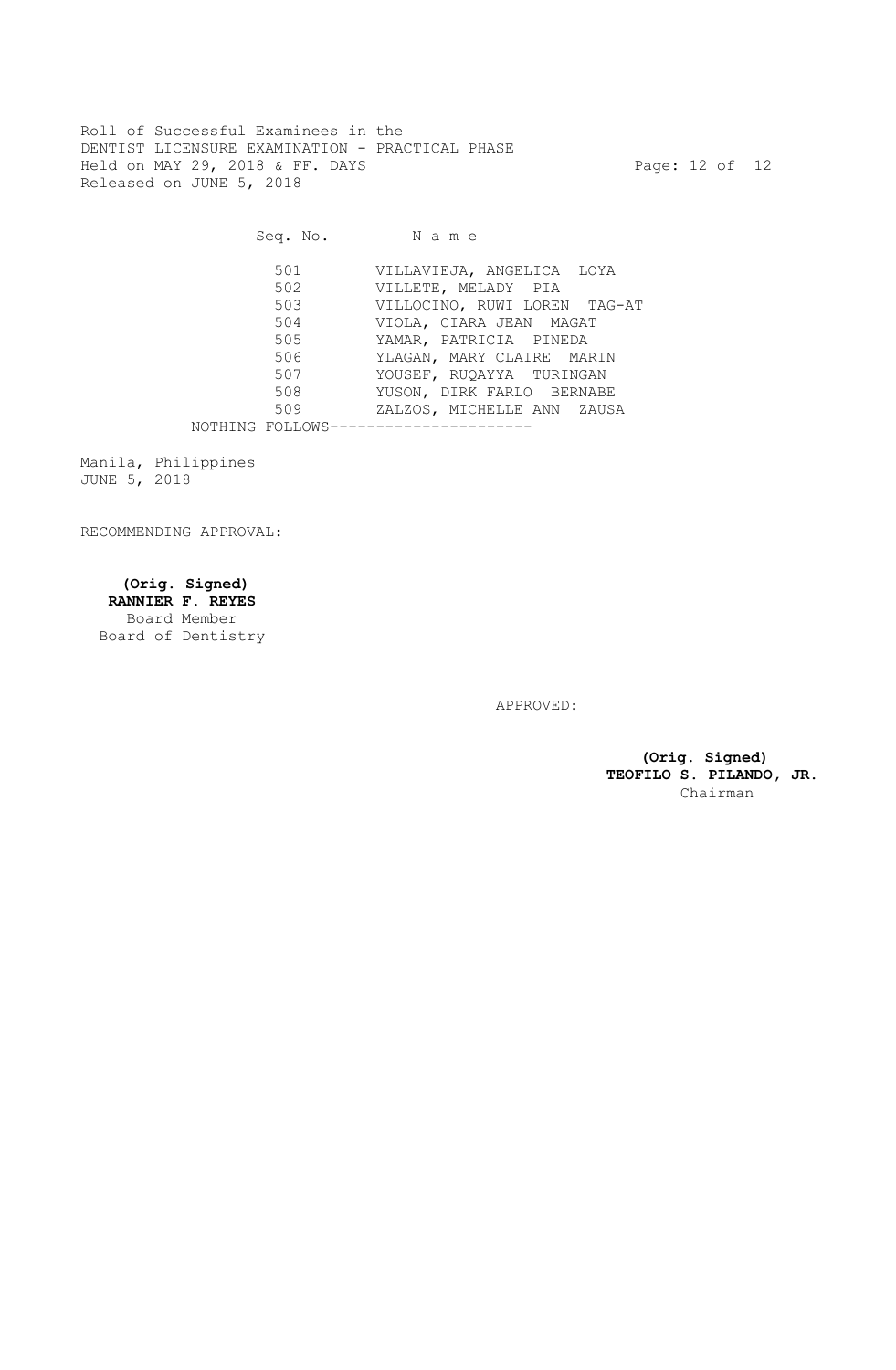Roll of Successful Examinees in the
DENTIST LICENSURE EXAMINATION - PRACTICAL PHASE
Held on MAY 29, 2018 & FF. DAYS
Released on JUNE 5, 2018

| Seq. No. | N a m e |
|---|---|
| 501 | VILLAVIEJA, ANGELICA LOYA |
| 502 | VILLETE, MELADY PIA |
| 503 | VILLOCINO, RUWI LOREN TAG-AT |
| 504 | VIOLA, CIARA JEAN MAGAT |
| 505 | YAMAR, PATRICIA PINEDA |
| 506 | YLAGAN, MARY CLAIRE MARIN |
| 507 | YOUSEF, RUQAYYA TURINGAN |
| 508 | YUSON, DIRK FARLO BERNABE |
| 509 | ZALZOS, MICHELLE ANN ZAUSA |

NOTHING FOLLOWS----------------------

Manila, Philippines
JUNE 5, 2018

RECOMMENDING APPROVAL:

**(Orig. Signed)**
**RANNIER F. REYES**
Board Member
Board of Dentistry

APPROVED:

**(Orig. Signed)**
**TEOFILO S. PILANDO, JR.**
Chairman